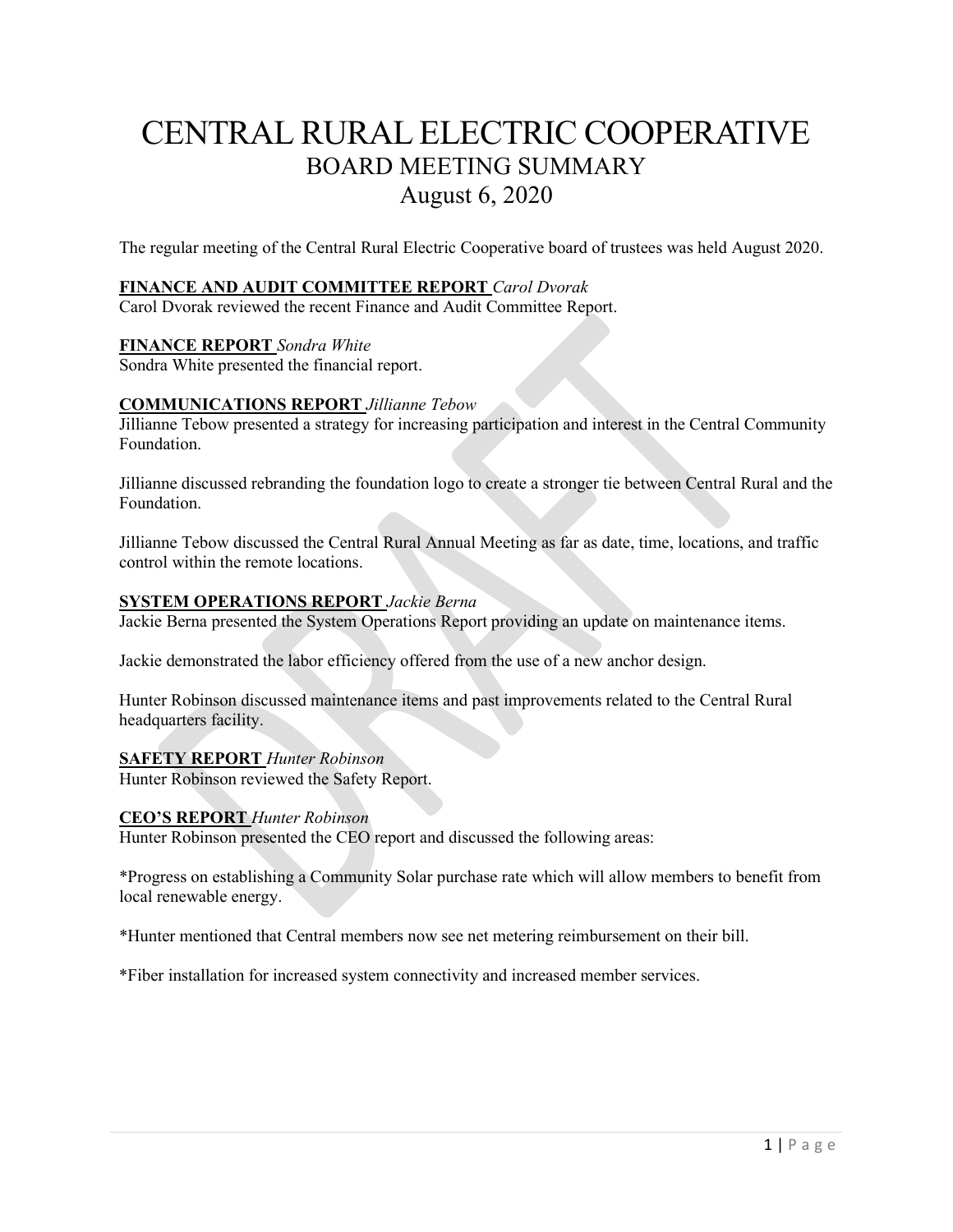# CENTRAL RURAL ELECTRIC COOPERATIVE

## BOARD MEETING SUMMARY

## August 6, 2020

The regular meeting of the Central Rural Electric Cooperative board of trustees was held August 2020.

**FINANCE AND AUDIT COMMITTEE REPORT** *Carol Dvorak*

Carol Dvorak reviewed the recent Finance and Audit Committee Report.

**FINANCE REPORT** *Sondra White*

Sondra White presented the financial report.

**COMMUNICATIONS REPORT** *Jillianne Tebow*

Jillianne Tebow presented a strategy for increasing participation and interest in the Central Community Foundation.

Jillianne discussed rebranding the foundation logo to create a stronger tie between Central Rural and the Foundation.

Jillianne Tebow discussed the Central Rural Annual Meeting as far as date, time, locations, and traffic control within the remote locations.

**SYSTEM OPERATIONS REPORT** *Jackie Berna*

Jackie Berna presented the System Operations Report providing an update on maintenance items.

Jackie demonstrated the labor efficiency offered from the use of a new anchor design.

Hunter Robinson discussed maintenance items and past improvements related to the Central Rural headquarters facility.

**SAFETY REPORT** *Hunter Robinson*

Hunter Robinson reviewed the Safety Report.

**CEO'S REPORT** *Hunter Robinson*

Hunter Robinson presented the CEO report and discussed the following areas:

*Progress on establishing a Community Solar purchase rate which will allow members to benefit from local renewable energy.

*Hunter mentioned that Central members now see net metering reimbursement on their bill.

*Fiber installation for increased system connectivity and increased member services.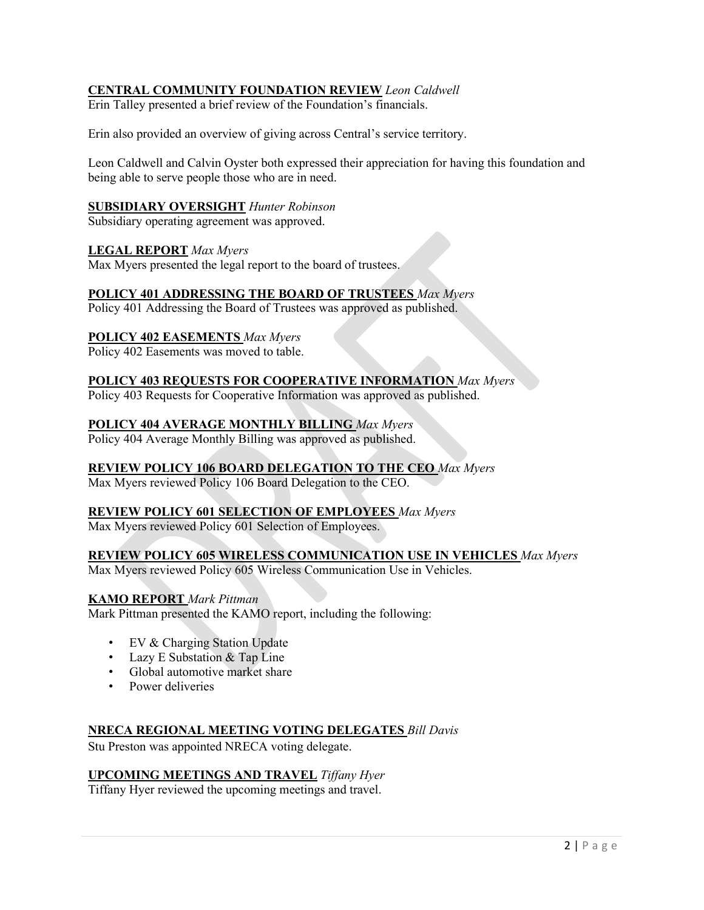**<u>CENTRAL COMMUNITY FOUNDATION REVIEW</u>** *Leon Caldwell*
Erin Talley presented a brief review of the Foundation's financials.

Erin also provided an overview of giving across Central's service territory.

Leon Caldwell and Calvin Oyster both expressed their appreciation for having this foundation and being able to serve people those who are in need.

**<u>SUBSIDIARY OVERSIGHT</u>** *Hunter Robinson*
Subsidiary operating agreement was approved.

**<u>LEGAL REPORT</u>** *Max Myers*
Max Myers presented the legal report to the board of trustees.

**<u>POLICY 401 ADDRESSING THE BOARD OF TRUSTEES</u>** *Max Myers*
Policy 401 Addressing the Board of Trustees was approved as published.

**<u>POLICY 402 EASEMENTS</u>** *Max Myers*
Policy 402 Easements was moved to table.

**<u>POLICY 403 REQUESTS FOR COOPERATIVE INFORMATION</u>** *Max Myers*
Policy 403 Requests for Cooperative Information was approved as published.

**<u>POLICY 404 AVERAGE MONTHLY BILLING</u>** *Max Myers*
Policy 404 Average Monthly Billing was approved as published.

**<u>REVIEW POLICY 106 BOARD DELEGATION TO THE CEO</u>** *Max Myers*
Max Myers reviewed Policy 106 Board Delegation to the CEO.

**<u>REVIEW POLICY 601 SELECTION OF EMPLOYEES</u>** *Max Myers*
Max Myers reviewed Policy 601 Selection of Employees.

**<u>REVIEW POLICY 605 WIRELESS COMMUNICATION USE IN VEHICLES</u>** *Max Myers*
Max Myers reviewed Policy 605 Wireless Communication Use in Vehicles.

**<u>KAMO REPORT</u>** *Mark Pittman*
Mark Pittman presented the KAMO report, including the following:

- EV & Charging Station Update
- Lazy E Substation & Tap Line
- Global automotive market share
- Power deliveries

**<u>NRECA REGIONAL MEETING VOTING DELEGATES</u>** *Bill Davis*
Stu Preston was appointed NRECA voting delegate.

**<u>UPCOMING MEETINGS AND TRAVEL</u>** *Tiffany Hyer*
Tiffany Hyer reviewed the upcoming meetings and travel.